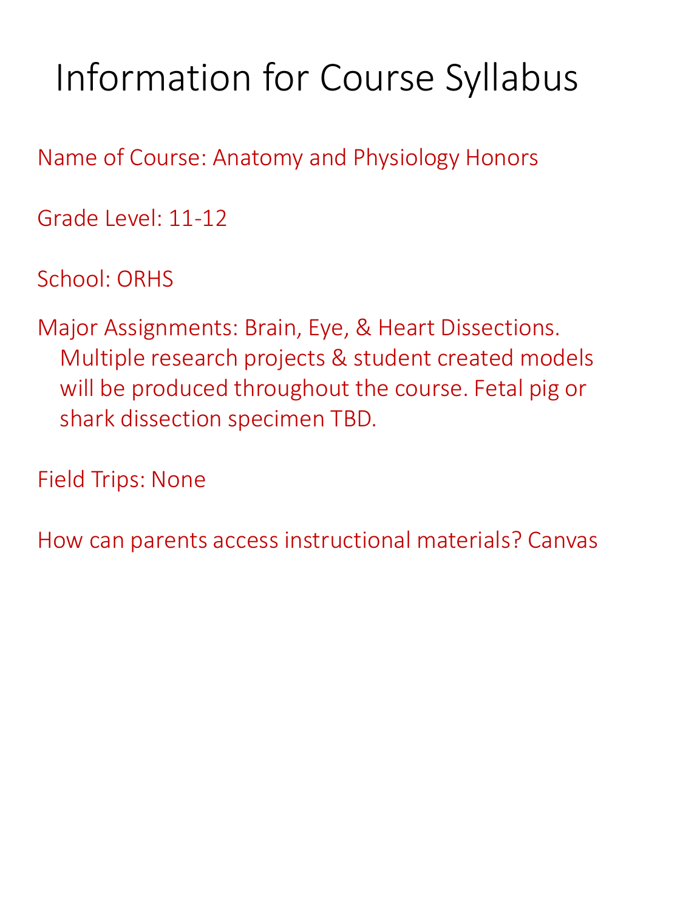# Information for Course Syllabus

Name of Course: Anatomy and Physiology Honors

Grade Level: 11-12

School: ORHS

Major Assignments: Brain, Eye, & Heart Dissections. Multiple research projects & student created models will be produced throughout the course. Fetal pig or shark dissection specimen TBD.

Field Trips: None

How can parents access instructional materials? Canvas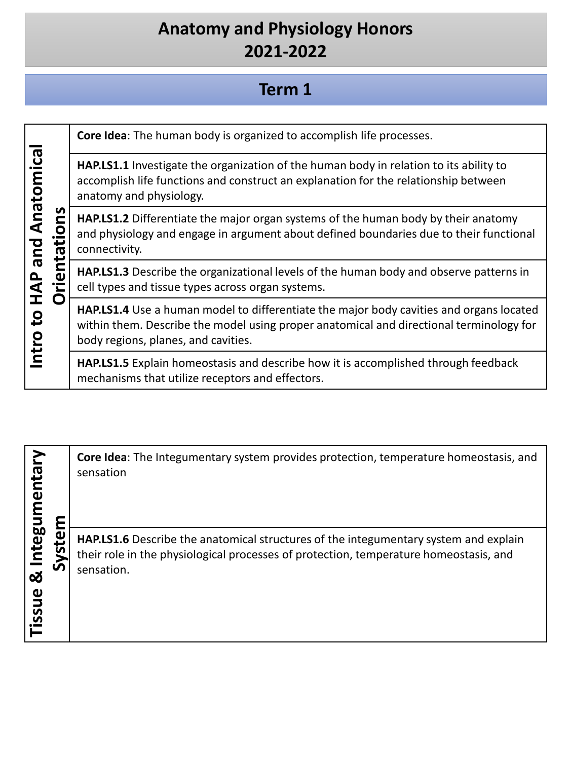# Anatomy and Physiology Honors
# 2021-2022

## Term 1

| Intro to HAP and Anatomical Orientations | |
|---|---|
| | **Core Idea**: The human body is organized to accomplish life processes. |
| | **HAP.LS1.1** Investigate the organization of the human body in relation to its ability to accomplish life functions and construct an explanation for the relationship between anatomy and physiology. |
| | **HAP.LS1.2** Differentiate the major organ systems of the human body by their anatomy and physiology and engage in argument about defined boundaries due to their functional connectivity. |
| | **HAP.LS1.3** Describe the organizational levels of the human body and observe patterns in cell types and tissue types across organ systems. |
| | **HAP.LS1.4** Use a human model to differentiate the major body cavities and organs located within them. Describe the model using proper anatomical and directional terminology for body regions, planes, and cavities. |
| | **HAP.LS1.5** Explain homeostasis and describe how it is accomplished through feedback mechanisms that utilize receptors and effectors. |

| Tissue & Integumentary System | |
|---|---|
| | **Core Idea**: The Integumentary system provides protection, temperature homeostasis, and sensation |
| | **HAP.LS1.6** Describe the anatomical structures of the integumentary system and explain their role in the physiological processes of protection, temperature homeostasis, and sensation. |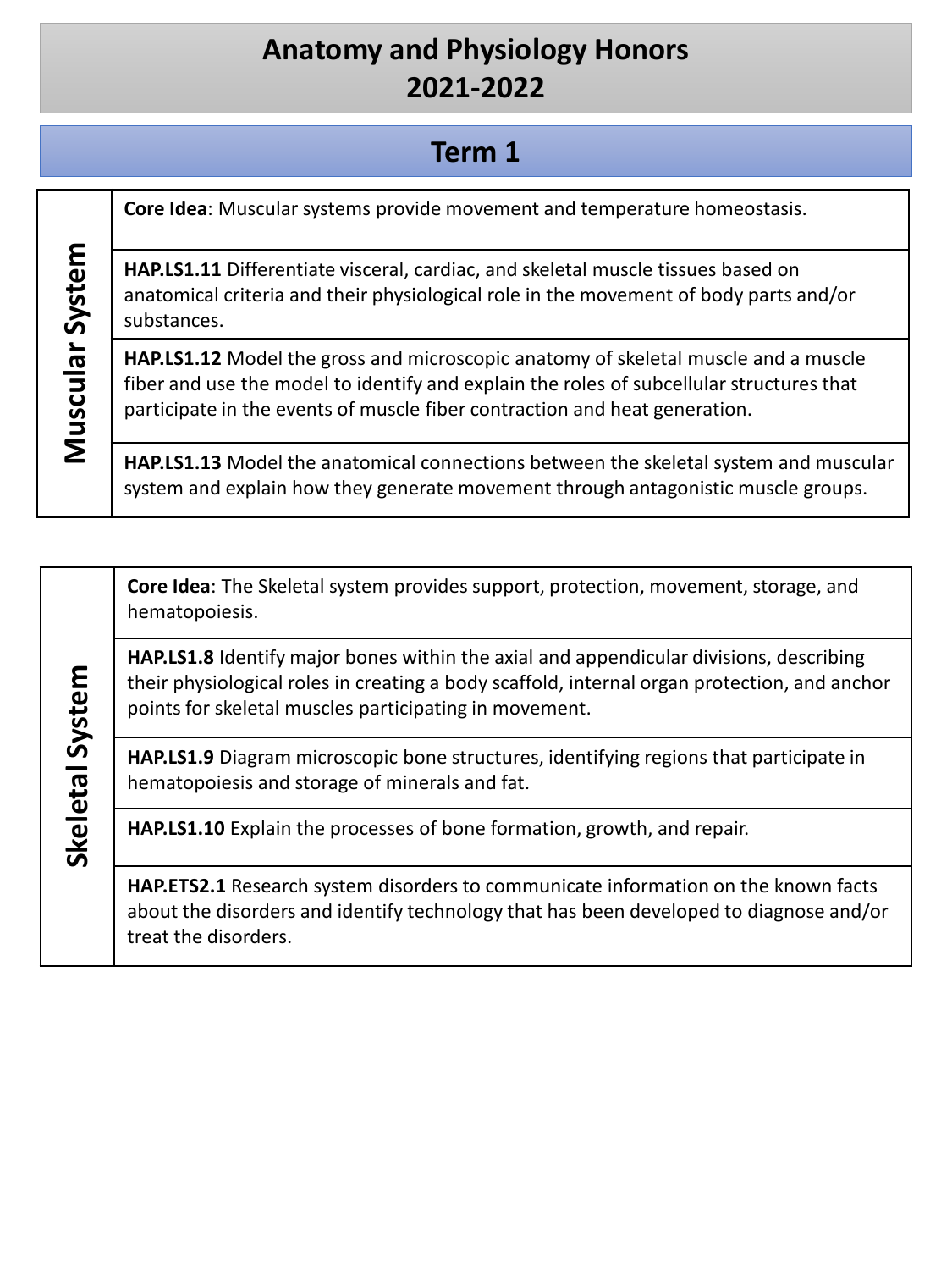# Anatomy and Physiology Honors
# 2021-2022

## Term 1

| Muscular System | |
|---|---|
| | **Core Idea**: Muscular systems provide movement and temperature homeostasis. |
| | **HAP.LS1.11** Differentiate visceral, cardiac, and skeletal muscle tissues based on anatomical criteria and their physiological role in the movement of body parts and/or substances. |
| | **HAP.LS1.12** Model the gross and microscopic anatomy of skeletal muscle and a muscle fiber and use the model to identify and explain the roles of subcellular structures that participate in the events of muscle fiber contraction and heat generation. |
| | **HAP.LS1.13** Model the anatomical connections between the skeletal system and muscular system and explain how they generate movement through antagonistic muscle groups. |

| Skeletal System | |
|---|---|
| | **Core Idea**: The Skeletal system provides support, protection, movement, storage, and hematopoiesis. |
| | **HAP.LS1.8** Identify major bones within the axial and appendicular divisions, describing their physiological roles in creating a body scaffold, internal organ protection, and anchor points for skeletal muscles participating in movement. |
| | **HAP.LS1.9** Diagram microscopic bone structures, identifying regions that participate in hematopoiesis and storage of minerals and fat. |
| | **HAP.LS1.10** Explain the processes of bone formation, growth, and repair. |
| | **HAP.ETS2.1** Research system disorders to communicate information on the known facts about the disorders and identify technology that has been developed to diagnose and/or treat the disorders. |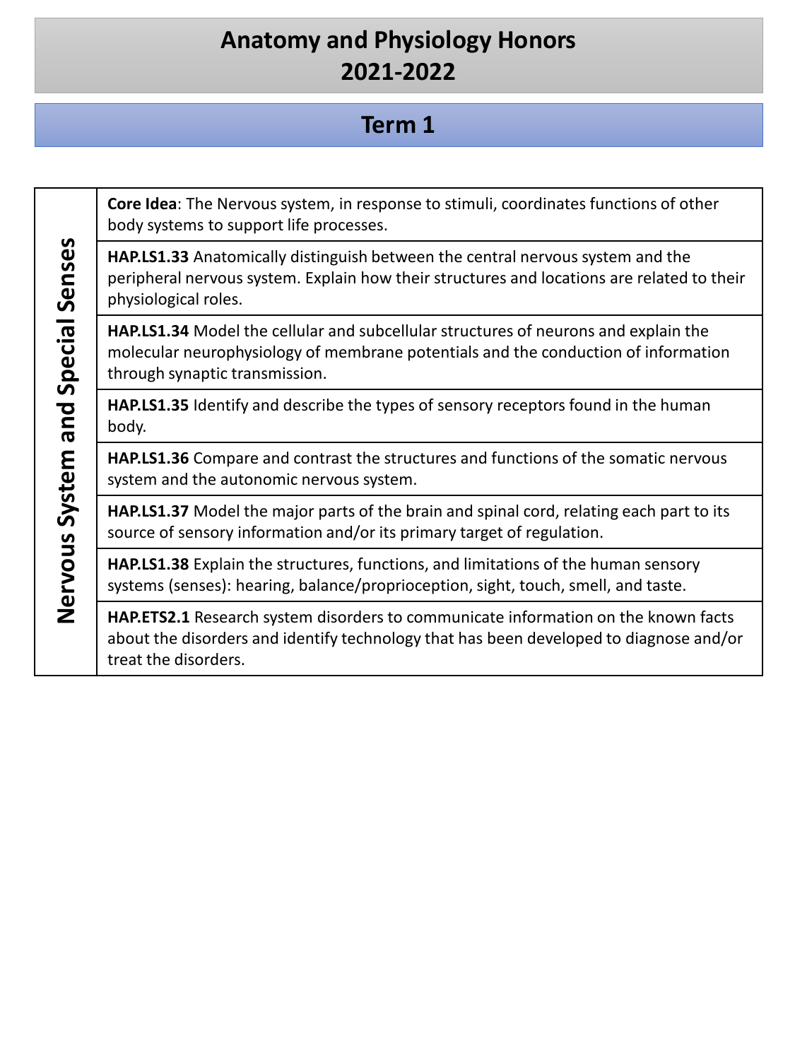# Anatomy and Physiology Honors 2021-2022

## Term 1

| Nervous System and Special Senses | |
|---|---|
| | **Core Idea**: The Nervous system, in response to stimuli, coordinates functions of other body systems to support life processes. |
| | **HAP.LS1.33** Anatomically distinguish between the central nervous system and the peripheral nervous system. Explain how their structures and locations are related to their physiological roles. |
| | **HAP.LS1.34** Model the cellular and subcellular structures of neurons and explain the molecular neurophysiology of membrane potentials and the conduction of information through synaptic transmission. |
| | **HAP.LS1.35** Identify and describe the types of sensory receptors found in the human body. |
| | **HAP.LS1.36** Compare and contrast the structures and functions of the somatic nervous system and the autonomic nervous system. |
| | **HAP.LS1.37** Model the major parts of the brain and spinal cord, relating each part to its source of sensory information and/or its primary target of regulation. |
| | **HAP.LS1.38** Explain the structures, functions, and limitations of the human sensory systems (senses): hearing, balance/proprioception, sight, touch, smell, and taste. |
| | **HAP.ETS2.1** Research system disorders to communicate information on the known facts about the disorders and identify technology that has been developed to diagnose and/or treat the disorders. |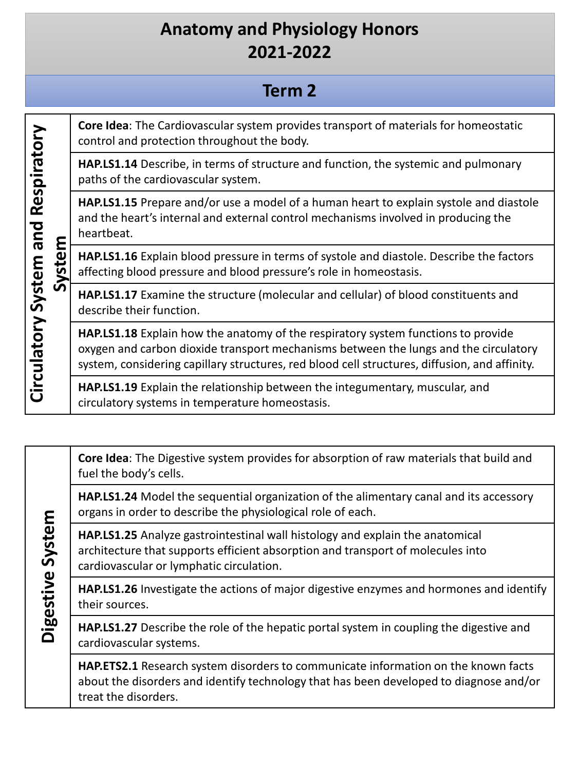# Anatomy and Physiology Honors
# 2021-2022

## Term 2

| Circulatory System and Respiratory System | |
|---|---|
| | **Core Idea**: The Cardiovascular system provides transport of materials for homeostatic control and protection throughout the body. |
| | **HAP.LS1.14** Describe, in terms of structure and function, the systemic and pulmonary paths of the cardiovascular system. |
| | **HAP.LS1.15** Prepare and/or use a model of a human heart to explain systole and diastole and the heart's internal and external control mechanisms involved in producing the heartbeat. |
| | **HAP.LS1.16** Explain blood pressure in terms of systole and diastole. Describe the factors affecting blood pressure and blood pressure's role in homeostasis. |
| | **HAP.LS1.17** Examine the structure (molecular and cellular) of blood constituents and describe their function. |
| | **HAP.LS1.18** Explain how the anatomy of the respiratory system functions to provide oxygen and carbon dioxide transport mechanisms between the lungs and the circulatory system, considering capillary structures, red blood cell structures, diffusion, and affinity. |
| | **HAP.LS1.19** Explain the relationship between the integumentary, muscular, and circulatory systems in temperature homeostasis. |

| Digestive System | |
|---|---|
| | **Core Idea**: The Digestive system provides for absorption of raw materials that build and fuel the body's cells. |
| | **HAP.LS1.24** Model the sequential organization of the alimentary canal and its accessory organs in order to describe the physiological role of each. |
| | **HAP.LS1.25** Analyze gastrointestinal wall histology and explain the anatomical architecture that supports efficient absorption and transport of molecules into cardiovascular or lymphatic circulation. |
| | **HAP.LS1.26** Investigate the actions of major digestive enzymes and hormones and identify their sources. |
| | **HAP.LS1.27** Describe the role of the hepatic portal system in coupling the digestive and cardiovascular systems. |
| | **HAP.ETS2.1** Research system disorders to communicate information on the known facts about the disorders and identify technology that has been developed to diagnose and/or treat the disorders. |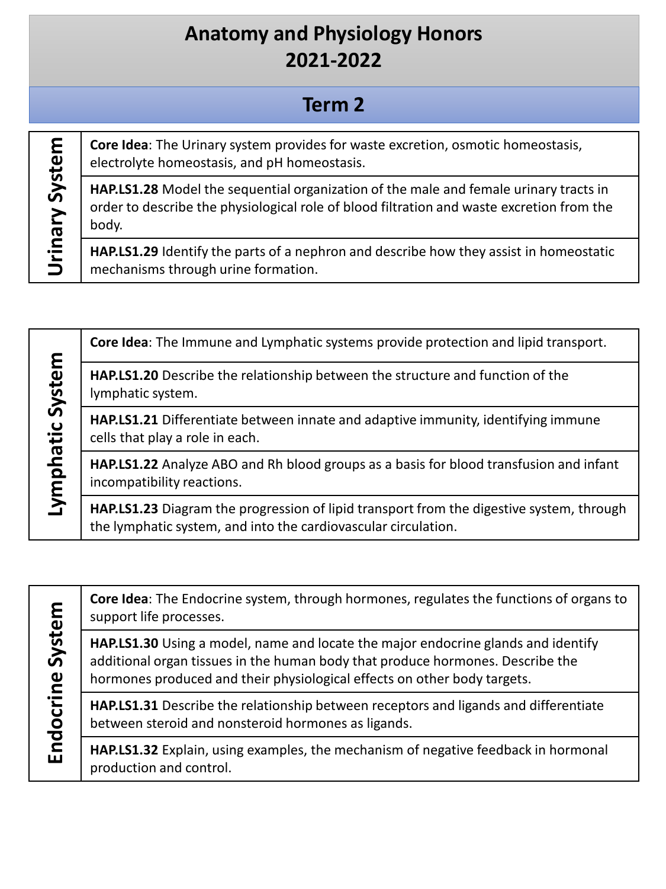# Anatomy and Physiology Honors
# 2021-2022

## Term 2

| Urinary System | |
|---|---|
| | **Core Idea**: The Urinary system provides for waste excretion, osmotic homeostasis, electrolyte homeostasis, and pH homeostasis. |
| | **HAP.LS1.28** Model the sequential organization of the male and female urinary tracts in order to describe the physiological role of blood filtration and waste excretion from the body. |
| | **HAP.LS1.29** Identify the parts of a nephron and describe how they assist in homeostatic mechanisms through urine formation. |

| Lymphatic System | |
|---|---|
| | **Core Idea**: The Immune and Lymphatic systems provide protection and lipid transport. |
| | **HAP.LS1.20** Describe the relationship between the structure and function of the lymphatic system. |
| | **HAP.LS1.21** Differentiate between innate and adaptive immunity, identifying immune cells that play a role in each. |
| | **HAP.LS1.22** Analyze ABO and Rh blood groups as a basis for blood transfusion and infant incompatibility reactions. |
| | **HAP.LS1.23** Diagram the progression of lipid transport from the digestive system, through the lymphatic system, and into the cardiovascular circulation. |

| Endocrine System | |
|---|---|
| | **Core Idea**: The Endocrine system, through hormones, regulates the functions of organs to support life processes. |
| | **HAP.LS1.30** Using a model, name and locate the major endocrine glands and identify additional organ tissues in the human body that produce hormones. Describe the hormones produced and their physiological effects on other body targets. |
| | **HAP.LS1.31** Describe the relationship between receptors and ligands and differentiate between steroid and nonsteroid hormones as ligands. |
| | **HAP.LS1.32** Explain, using examples, the mechanism of negative feedback in hormonal production and control. |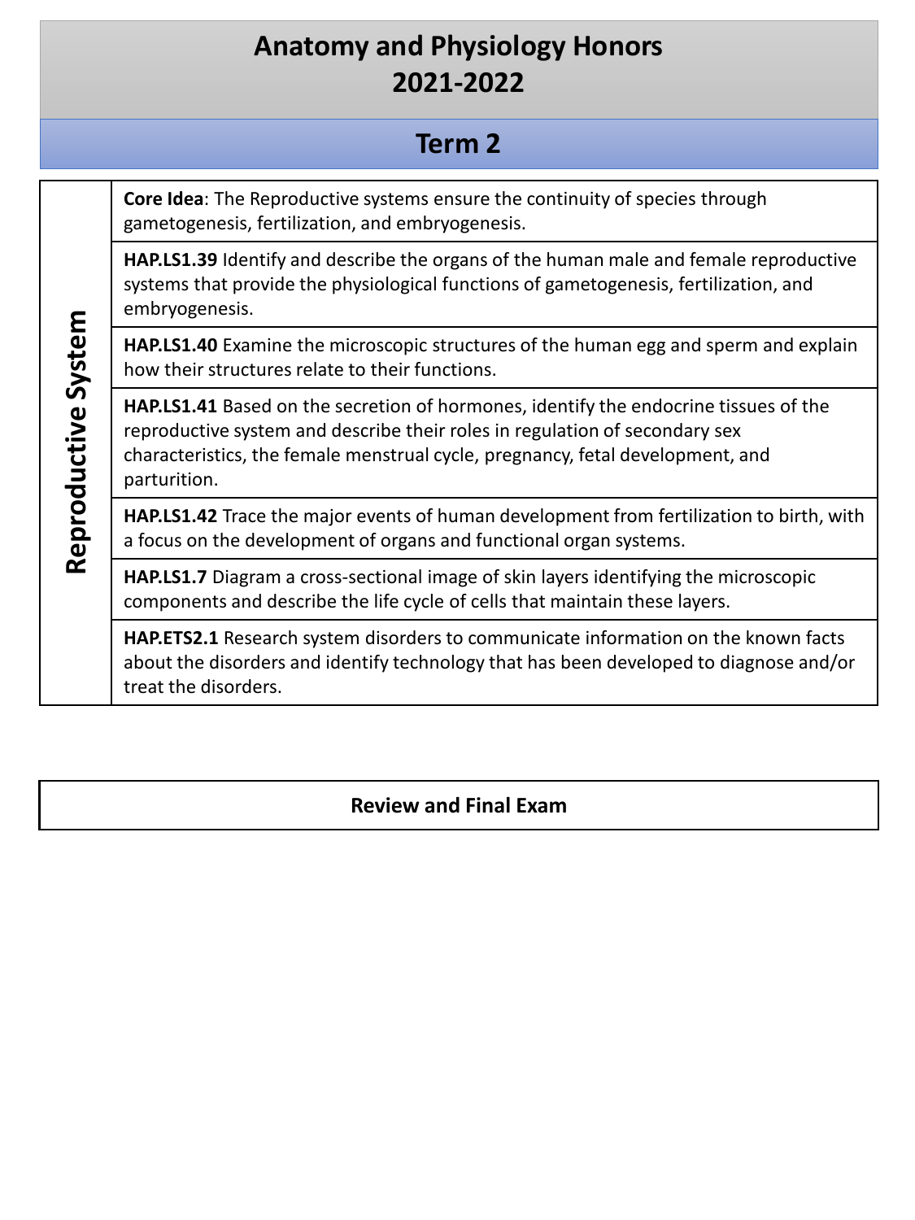# Anatomy and Physiology Honors 2021-2022

## Term 2

| | |
|---|---|
| **Reproductive System** | **Core Idea**: The Reproductive systems ensure the continuity of species through gametogenesis, fertilization, and embryogenesis. |
| | **HAP.LS1.39** Identify and describe the organs of the human male and female reproductive systems that provide the physiological functions of gametogenesis, fertilization, and embryogenesis. |
| | **HAP.LS1.40** Examine the microscopic structures of the human egg and sperm and explain how their structures relate to their functions. |
| | **HAP.LS1.41** Based on the secretion of hormones, identify the endocrine tissues of the reproductive system and describe their roles in regulation of secondary sex characteristics, the female menstrual cycle, pregnancy, fetal development, and parturition. |
| | **HAP.LS1.42** Trace the major events of human development from fertilization to birth, with a focus on the development of organs and functional organ systems. |
| | **HAP.LS1.7** Diagram a cross-sectional image of skin layers identifying the microscopic components and describe the life cycle of cells that maintain these layers. |
| | **HAP.ETS2.1** Research system disorders to communicate information on the known facts about the disorders and identify technology that has been developed to diagnose and/or treat the disorders. |

**Review and Final Exam**